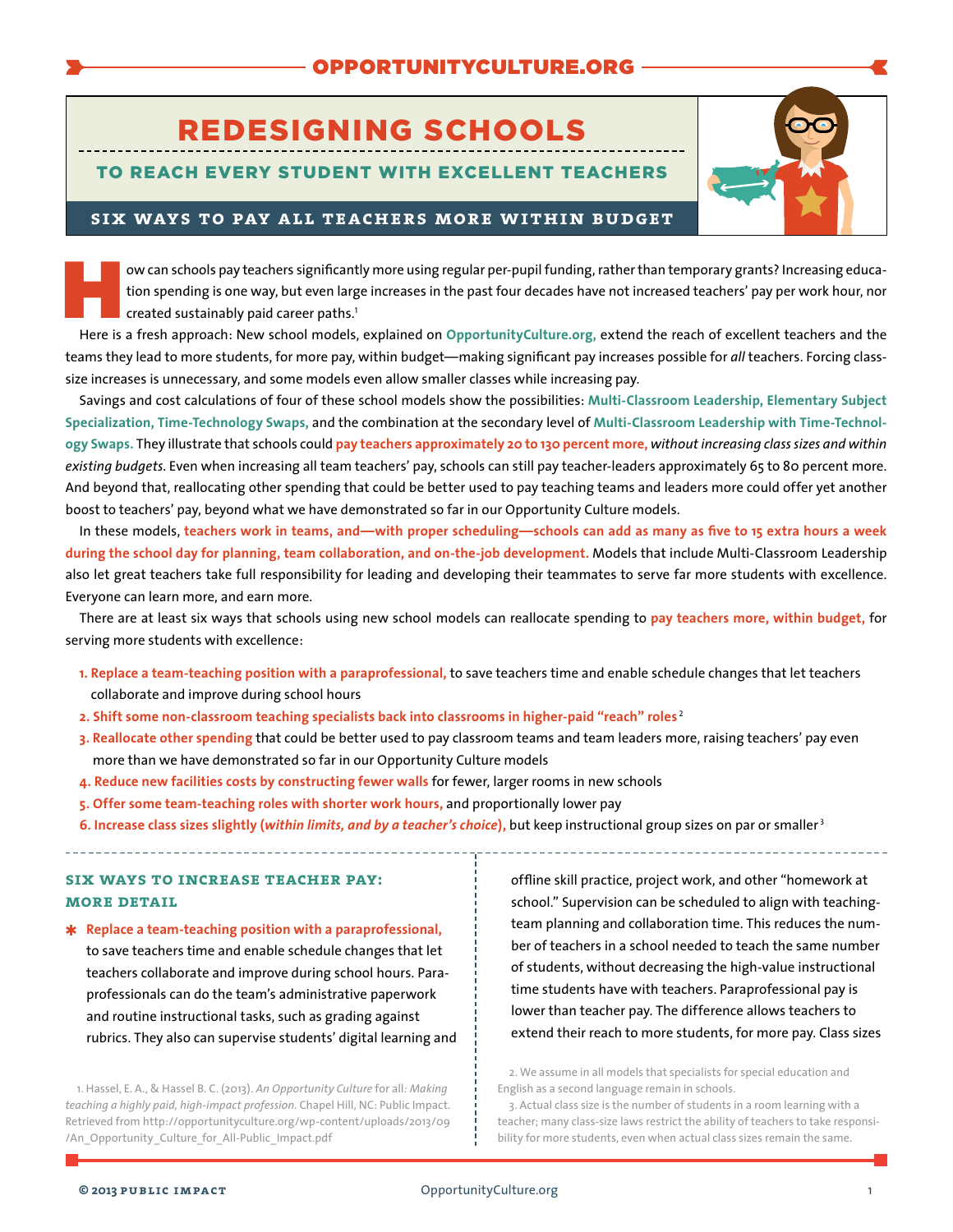OPPORTUNITYCULTURE.ORG

# REDESIGNING SCHOOLS

## TO REACH EVERY STUDENT WITH EXCELLENT TEACHERS

### SIX WAYS TO PAY ALL TEACHERS MORE WITHIN BUDGET

How can schools pay teachers significantly more using regular per-pupil funding, rather than temporary grants? Increasing education spending is one way, but even large increases in the past four decades have not increased teachers' pay per work hour, nor created sustainably paid career paths.[1]

Here is a fresh approach: New school models, explained on **OpportunityCulture.org,** extend the reach of excellent teachers and the teams they lead to more students, for more pay, within budget—making significant pay increases possible for *all* teachers. Forcing class-size increases is unnecessary, and some models even allow smaller classes while increasing pay.

Savings and cost calculations of four of these school models show the possibilities: **Multi-Classroom Leadership, Elementary Subject Specialization, Time-Technology Swaps,** and the combination at the secondary level of **Multi-Classroom Leadership with Time-Technology Swaps.** They illustrate that schools could **pay teachers approximately 20 to 130 percent more,** *without increasing class sizes and within existing budgets*. Even when increasing all team teachers' pay, schools can still pay teacher-leaders approximately 65 to 80 percent more. And beyond that, reallocating other spending that could be better used to pay teaching teams and leaders more could offer yet another boost to teachers' pay, beyond what we have demonstrated so far in our Opportunity Culture models.

In these models, **teachers work in teams, and—with proper scheduling—schools can add as many as five to 15 extra hours a week during the school day for planning, team collaboration, and on-the-job development.** Models that include Multi-Classroom Leadership also let great teachers take full responsibility for leading and developing their teammates to serve far more students with excellence. Everyone can learn more, and earn more.

There are at least six ways that schools using new school models can reallocate spending to **pay teachers more, within budget,** for serving more students with excellence:

1. **Replace a team-teaching position with a paraprofessional,** to save teachers time and enable schedule changes that let teachers collaborate and improve during school hours
2. **Shift some non-classroom teaching specialists back into classrooms in higher-paid "reach" roles**[2]
3. **Reallocate other spending** that could be better used to pay classroom teams and team leaders more, raising teachers' pay even more than we have demonstrated so far in our Opportunity Culture models
4. **Reduce new facilities costs by constructing fewer walls** for fewer, larger rooms in new schools
5. **Offer some team-teaching roles with shorter work hours,** and proportionally lower pay
6. **Increase class sizes slightly (*within limits, and by a teacher's choice*),** but keep instructional group sizes on par or smaller[3]

### SIX WAYS TO INCREASE TEACHER PAY: MORE DETAIL

* **Replace a team-teaching position with a paraprofessional,** to save teachers time and enable schedule changes that let teachers collaborate and improve during school hours. Paraprofessionals can do the team's administrative paperwork and routine instructional tasks, such as grading against rubrics. They also can supervise students' digital learning and offline skill practice, project work, and other "homework at school." Supervision can be scheduled to align with teaching-team planning and collaboration time. This reduces the number of teachers in a school needed to teach the same number of students, without decreasing the high-value instructional time students have with teachers. Paraprofessional pay is lower than teacher pay. The difference allows teachers to extend their reach to more students, for more pay. Class sizes

1. Hassel, E. A., & Hassel B. C. (2013). *An Opportunity Culture for all: Making teaching a highly paid, high-impact profession*. Chapel Hill, NC: Public Impact. Retrieved from http://opportunityculture.org/wp-content/uploads/2013/09/An_Opportunity_Culture_for_All-Public_Impact.pdf

2. We assume in all models that specialists for special education and English as a second language remain in schools.

3. Actual class size is the number of students in a room learning with a teacher; many class-size laws restrict the ability of teachers to take responsibility for more students, even when actual class sizes remain the same.

© 2013 PUBLIC IMPACT OpportunityCulture.org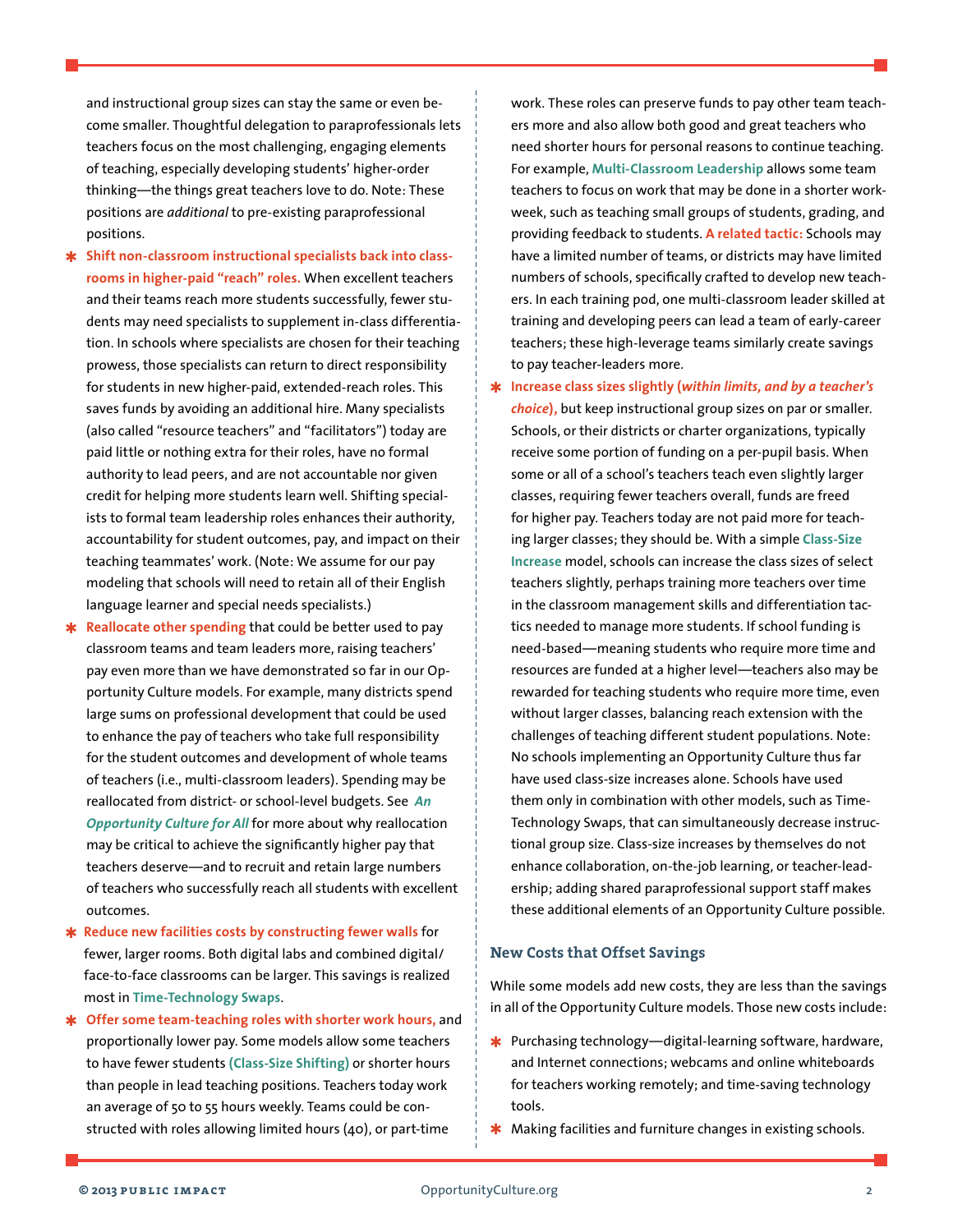and instructional group sizes can stay the same or even become smaller. Thoughtful delegation to paraprofessionals lets teachers focus on the most challenging, engaging elements of teaching, especially developing students' higher-order thinking—the things great teachers love to do. Note: These positions are *additional* to pre-existing paraprofessional positions.

- **Shift non-classroom instructional specialists back into classrooms in higher-paid "reach" roles.** When excellent teachers and their teams reach more students successfully, fewer students may need specialists to supplement in-class differentiation. In schools where specialists are chosen for their teaching prowess, those specialists can return to direct responsibility for students in new higher-paid, extended-reach roles. This saves funds by avoiding an additional hire. Many specialists (also called "resource teachers" and "facilitators") today are paid little or nothing extra for their roles, have no formal authority to lead peers, and are not accountable nor given credit for helping more students learn well. Shifting specialists to formal team leadership roles enhances their authority, accountability for student outcomes, pay, and impact on their teaching teammates' work. (Note: We assume for our pay modeling that schools will need to retain all of their English language learner and special needs specialists.)
- **Reallocate other spending** that could be better used to pay classroom teams and team leaders more, raising teachers' pay even more than we have demonstrated so far in our Opportunity Culture models. For example, many districts spend large sums on professional development that could be used to enhance the pay of teachers who take full responsibility for the student outcomes and development of whole teams of teachers (i.e., multi-classroom leaders). Spending may be reallocated from district- or school-level budgets. See ***An Opportunity Culture for All*** for more about why reallocation may be critical to achieve the significantly higher pay that teachers deserve—and to recruit and retain large numbers of teachers who successfully reach all students with excellent outcomes.
- **Reduce new facilities costs by constructing fewer walls** for fewer, larger rooms. Both digital labs and combined digital/face-to-face classrooms can be larger. This savings is realized most in **Time-Technology Swaps**.
- **Offer some team-teaching roles with shorter work hours,** and proportionally lower pay. Some models allow some teachers to have fewer students **(Class-Size Shifting)** or shorter hours than people in lead teaching positions. Teachers today work an average of 50 to 55 hours weekly. Teams could be constructed with roles allowing limited hours (40), or part-time work. These roles can preserve funds to pay other team teachers more and also allow both good and great teachers who need shorter hours for personal reasons to continue teaching. For example, **Multi-Classroom Leadership** allows some team teachers to focus on work that may be done in a shorter workweek, such as teaching small groups of students, grading, and providing feedback to students. **A related tactic:** Schools may have a limited number of teams, or districts may have limited numbers of schools, specifically crafted to develop new teachers. In each training pod, one multi-classroom leader skilled at training and developing peers can lead a team of early-career teachers; these high-leverage teams similarly create savings to pay teacher-leaders more.
- **Increase class sizes slightly (*within limits, and by a teacher's choice*),** but keep instructional group sizes on par or smaller. Schools, or their districts or charter organizations, typically receive some portion of funding on a per-pupil basis. When some or all of a school's teachers teach even slightly larger classes, requiring fewer teachers overall, funds are freed for higher pay. Teachers today are not paid more for teaching larger classes; they should be. With a simple **Class-Size Increase** model, schools can increase the class sizes of select teachers slightly, perhaps training more teachers over time in the classroom management skills and differentiation tactics needed to manage more students. If school funding is need-based—meaning students who require more time and resources are funded at a higher level—teachers also may be rewarded for teaching students who require more time, even without larger classes, balancing reach extension with the challenges of teaching different student populations. Note: No schools implementing an Opportunity Culture thus far have used class-size increases alone. Schools have used them only in combination with other models, such as Time-Technology Swaps, that can simultaneously decrease instructional group size. Class-size increases by themselves do not enhance collaboration, on-the-job learning, or teacher-leadership; adding shared paraprofessional support staff makes these additional elements of an Opportunity Culture possible.

### New Costs that Offset Savings

While some models add new costs, they are less than the savings in all of the Opportunity Culture models. Those new costs include:

- Purchasing technology—digital-learning software, hardware, and Internet connections; webcams and online whiteboards for teachers working remotely; and time-saving technology tools.
- Making facilities and furniture changes in existing schools.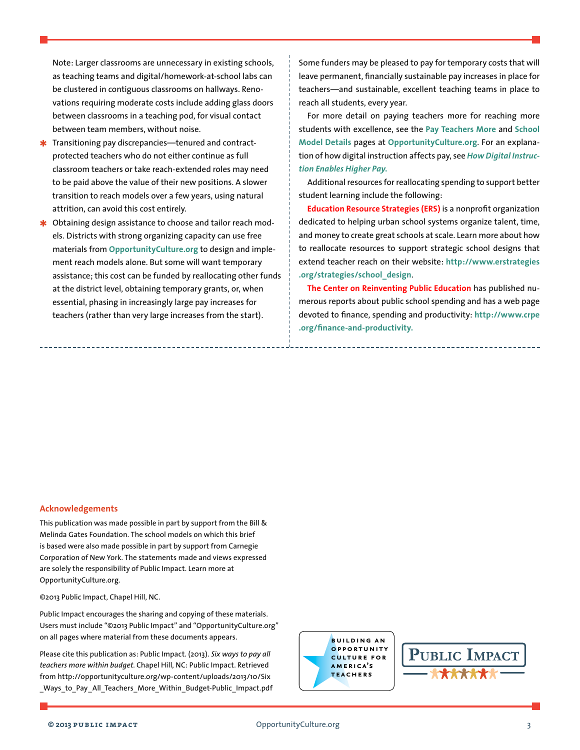Note: Larger classrooms are unnecessary in existing schools, as teaching teams and digital/homework-at-school labs can be clustered in contiguous classrooms on hallways. Renovations requiring moderate costs include adding glass doors between classrooms in a teaching pod, for visual contact between team members, without noise.

- Transitioning pay discrepancies—tenured and contract-protected teachers who do not either continue as full classroom teachers or take reach-extended roles may need to be paid above the value of their new positions. A slower transition to reach models over a few years, using natural attrition, can avoid this cost entirely.
- Obtaining design assistance to choose and tailor reach models. Districts with strong organizing capacity can use free materials from **OpportunityCulture.org** to design and implement reach models alone. But some will want temporary assistance; this cost can be funded by reallocating other funds at the district level, obtaining temporary grants, or, when essential, phasing in increasingly large pay increases for teachers (rather than very large increases from the start).

Some funders may be pleased to pay for temporary costs that will leave permanent, financially sustainable pay increases in place for teachers—and sustainable, excellent teaching teams in place to reach all students, every year.

For more detail on paying teachers more for reaching more students with excellence, see the **Pay Teachers More** and **School Model Details** pages at **OpportunityCulture.org**. For an explanation of how digital instruction affects pay, see ***How Digital Instruction Enables Higher Pay.***

Additional resources for reallocating spending to support better student learning include the following:

**Education Resource Strategies (ERS)** is a nonprofit organization dedicated to helping urban school systems organize talent, time, and money to create great schools at scale. Learn more about how to reallocate resources to support strategic school designs that extend teacher reach on their website: **http://www.erstrategies.org/strategies/school_design**.

**The Center on Reinventing Public Education** has published numerous reports about public school spending and has a web page devoted to finance, spending and productivity: **http://www.crpe.org/finance-and-productivity.**

## Acknowledgements

This publication was made possible in part by support from the Bill & Melinda Gates Foundation. The school models on which this brief is based were also made possible in part by support from Carnegie Corporation of New York. The statements made and views expressed are solely the responsibility of Public Impact. Learn more at OpportunityCulture.org.

©2013 Public Impact, Chapel Hill, NC.

Public Impact encourages the sharing and copying of these materials. Users must include "©2013 Public Impact" and "OpportunityCulture.org" on all pages where material from these documents appears.

Please cite this publication as: Public Impact. (2013). *Six ways to pay all teachers more within budget.* Chapel Hill, NC: Public Impact. Retrieved from http://opportunityculture.org/wp-content/uploads/2013/10/Six_Ways_to_Pay_All_Teachers_More_Within_Budget-Public_Impact.pdf

Building an Opportunity Culture for America's Teachers

Public Impact